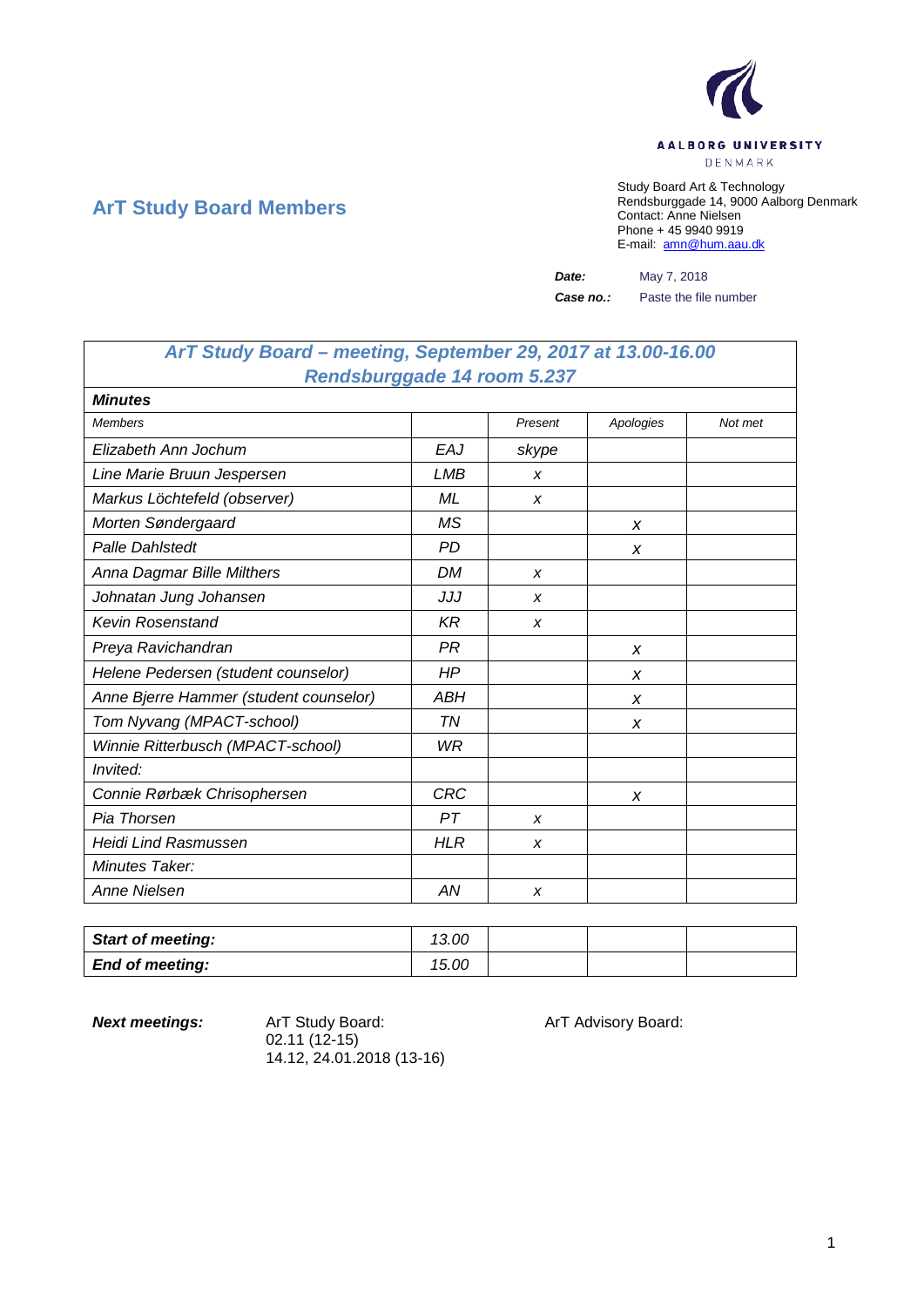AALBORG UNIVERSITY
DENMARK

## ArT Study Board Members

Study Board Art & Technology
Rendsburggade 14, 9000 Aalborg Denmark
Contact: Anne Nielsen
Phone + 45 9940 9919
E-mail: amn@hum.aau.dk

**Date:** May 7, 2018

**Case no.:** Paste the file number

| *ArT Study Board – meeting, September 29, 2017 at 13.00-16.00 Rendsburggade 14 room 5.237* | | | | |
|---|---|---|---|---|
| ***Minutes*** | | | | |
| *Members* | | *Present* | *Apologies* | *Not met* |
| *Elizabeth Ann Jochum* | *EAJ* | *skype* | | |
| *Line Marie Bruun Jespersen* | *LMB* | *x* | | |
| *Markus Löchtefeld (observer)* | *ML* | *x* | | |
| *Morten Søndergaard* | *MS* | | *x* | |
| *Palle Dahlstedt* | *PD* | | *x* | |
| *Anna Dagmar Bille Milthers* | *DM* | *x* | | |
| *Johnatan Jung Johansen* | *JJJ* | *x* | | |
| *Kevin Rosenstand* | *KR* | *x* | | |
| *Preya Ravichandran* | *PR* | | *x* | |
| *Helene Pedersen (student counselor)* | *HP* | | *x* | |
| *Anne Bjerre Hammer (student counselor)* | *ABH* | | *x* | |
| *Tom Nyvang (MPACT-school)* | *TN* | | *x* | |
| *Winnie Ritterbusch (MPACT-school)* | *WR* | | | |
| *Invited:* | | | | |
| *Connie Rørbæk Chrisophersen* | *CRC* | | *x* | |
| *Pia Thorsen* | *PT* | *x* | | |
| *Heidi Lind Rasmussen* | *HLR* | *x* | | |
| *Minutes Taker:* | | | | |
| *Anne Nielsen* | *AN* | *x* | | |

| ***Start of meeting:*** | *13.00* | | | |
|---|---|---|---|---|
| ***End of meeting:*** | *15.00* | | | |

***Next meetings:***

ArT Study Board:
02.11 (12-15)
14.12, 24.01.2018 (13-16)

ArT Advisory Board: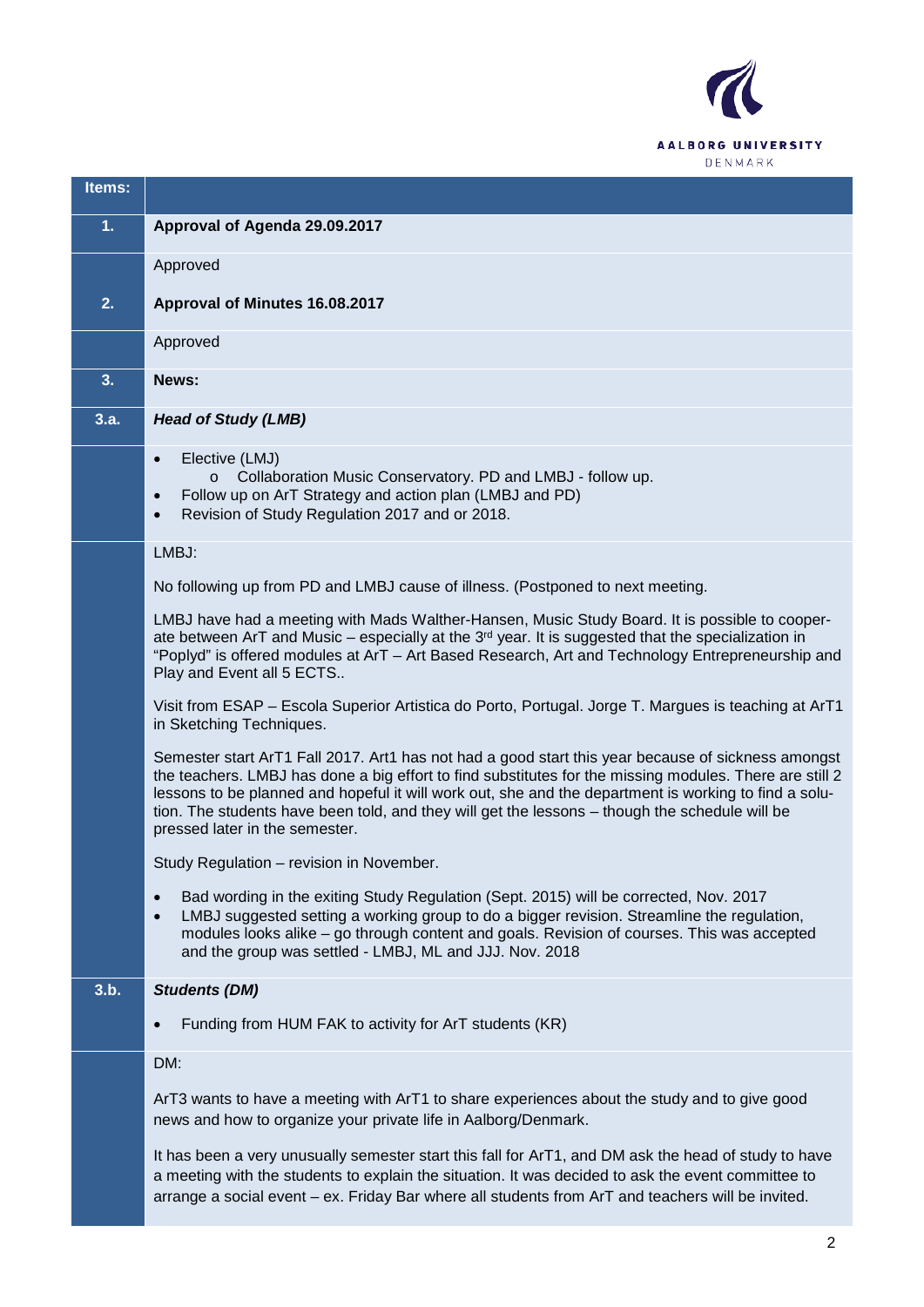| Items: | |
|---|---|
| **1.** | **Approval of Agenda 29.09.2017** |
| | Approved |
| **2.** | **Approval of Minutes 16.08.2017** |
| | Approved |
| **3.** | **News:** |
| **3.a.** | ***Head of Study (LMB)*** |
| | • Elective (LMJ)<br>  o Collaboration Music Conservatory. PD and LMBJ - follow up.<br>• Follow up on ArT Strategy and action plan (LMBJ and PD)<br>• Revision of Study Regulation 2017 and or 2018. |
| | LMBJ:<br><br>No following up from PD and LMBJ cause of illness. (Postponed to next meeting.<br><br>LMBJ have had a meeting with Mads Walther-Hansen, Music Study Board. It is possible to cooperate between ArT and Music – especially at the 3rd year. It is suggested that the specialization in "Poplyd" is offered modules at ArT – Art Based Research, Art and Technology Entrepreneurship and Play and Event all 5 ECTS..<br><br>Visit from ESAP – Escola Superior Artistica do Porto, Portugal. Jorge T. Margues is teaching at ArT1 in Sketching Techniques.<br><br>Semester start ArT1 Fall 2017. Art1 has not had a good start this year because of sickness amongst the teachers. LMBJ has done a big effort to find substitutes for the missing modules. There are still 2 lessons to be planned and hopeful it will work out, she and the department is working to find a solution. The students have been told, and they will get the lessons – though the schedule will be pressed later in the semester.<br><br>Study Regulation – revision in November.<br><br>• Bad wording in the exiting Study Regulation (Sept. 2015) will be corrected, Nov. 2017<br>• LMBJ suggested setting a working group to do a bigger revision. Streamline the regulation, modules looks alike – go through content and goals. Revision of courses. This was accepted and the group was settled - LMBJ, ML and JJJ. Nov. 2018 |
| **3.b.** | ***Students (DM)***<br><br>• Funding from HUM FAK to activity for ArT students (KR) |
| | DM:<br><br>ArT3 wants to have a meeting with ArT1 to share experiences about the study and to give good news and how to organize your private life in Aalborg/Denmark.<br><br>It has been a very unusually semester start this fall for ArT1, and DM ask the head of study to have a meeting with the students to explain the situation. It was decided to ask the event committee to arrange a social event – ex. Friday Bar where all students from ArT and teachers will be invited. |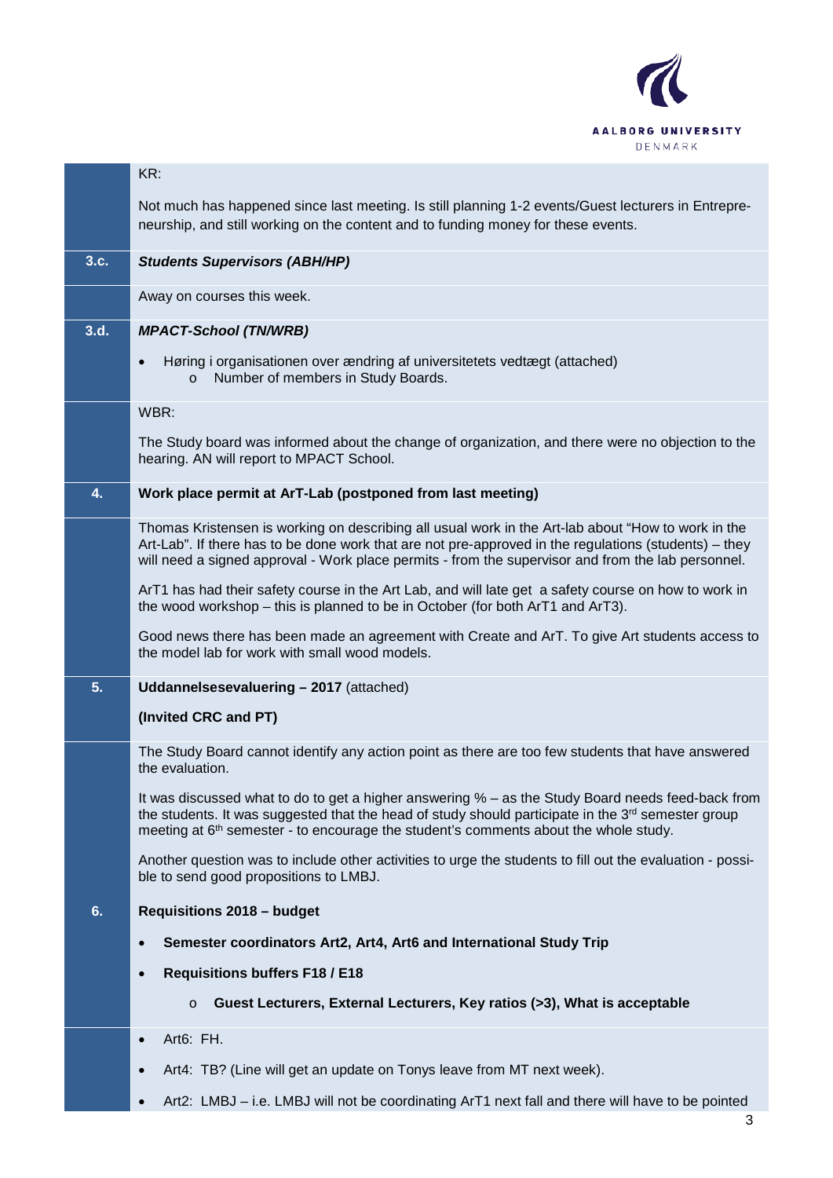| | |
|---|---|
| | KR: |
| | Not much has happened since last meeting. Is still planning 1-2 events/Guest lecturers in Entrepreneurship, and still working on the content and to funding money for these events. |
| **3.c.** | ***Students Supervisors (ABH/HP)*** |
| | Away on courses this week. |
| **3.d.** | ***MPACT-School (TN/WRB)*** |
| | • Høring i organisationen over ændring af universitetets vedtægt (attached)<br>  o Number of members in Study Boards. |
| | WBR: |
| | The Study board was informed about the change of organization, and there were no objection to the hearing. AN will report to MPACT School. |
| **4.** | **Work place permit at ArT-Lab (postponed from last meeting)** |
| | Thomas Kristensen is working on describing all usual work in the Art-lab about "How to work in the Art-Lab". If there has to be done work that are not pre-approved in the regulations (students) – they will need a signed approval - Work place permits - from the supervisor and from the lab personnel.<br><br>ArT1 has had their safety course in the Art Lab, and will late get a safety course on how to work in the wood workshop – this is planned to be in October (for both ArT1 and ArT3).<br><br>Good news there has been made an agreement with Create and ArT. To give Art students access to the model lab for work with small wood models. |
| **5.** | **Uddannelsesevaluering – 2017** (attached)<br><br>**(Invited CRC and PT)** |
| | The Study Board cannot identify any action point as there are too few students that have answered the evaluation.<br><br>It was discussed what to do to get a higher answering % – as the Study Board needs feed-back from the students. It was suggested that the head of study should participate in the 3rd semester group meeting at 6th semester - to encourage the student's comments about the whole study.<br><br>Another question was to include other activities to urge the students to fill out the evaluation - possible to send good propositions to LMBJ. |
| **6.** | **Requisitions 2018 – budget**<br><br>• **Semester coordinators Art2, Art4, Art6 and International Study Trip**<br><br>• **Requisitions buffers F18 / E18**<br>  o **Guest Lecturers, External Lecturers, Key ratios (>3), What is acceptable** |
| | • Art6: FH.<br><br>• Art4: TB? (Line will get an update on Tonys leave from MT next week).<br><br>• Art2: LMBJ – i.e. LMBJ will not be coordinating ArT1 next fall and there will have to be pointed |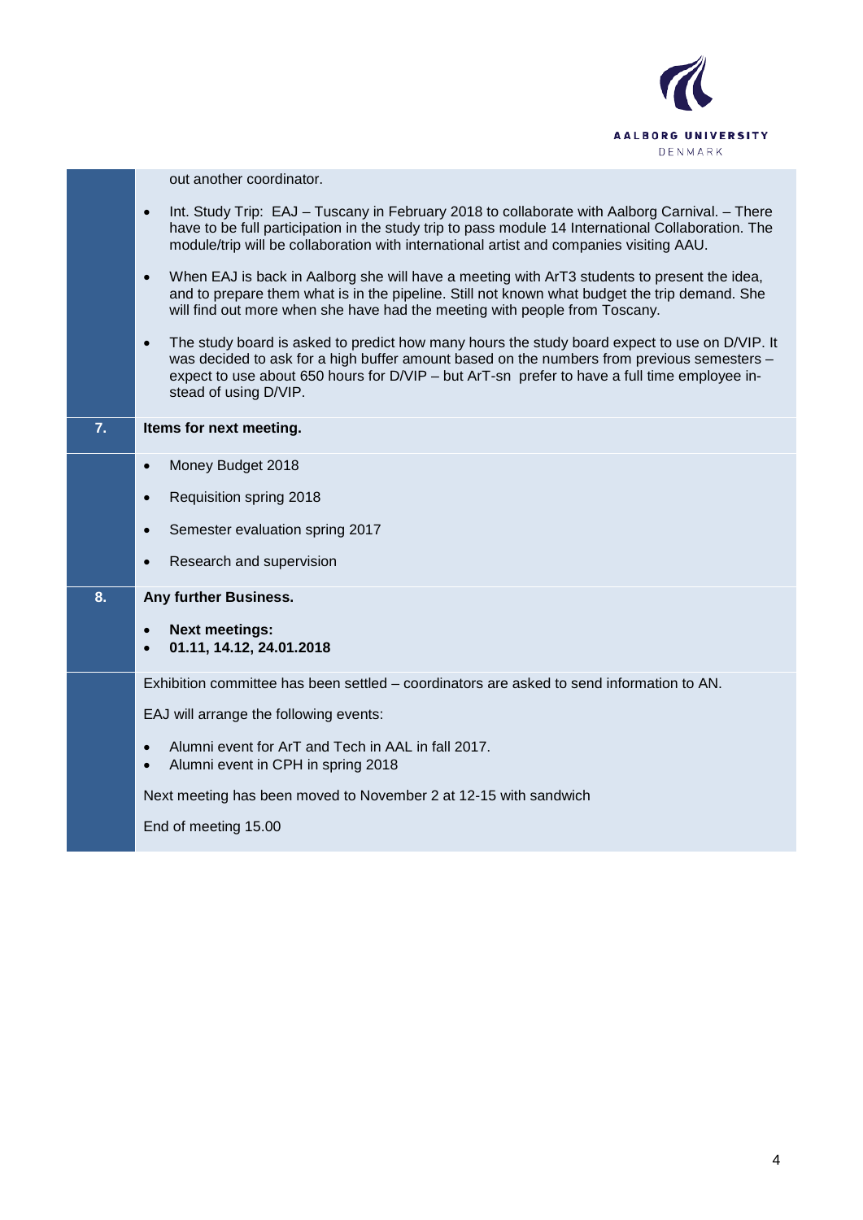out another coordinator.

- Int. Study Trip: EAJ – Tuscany in February 2018 to collaborate with Aalborg Carnival. – There have to be full participation in the study trip to pass module 14 International Collaboration. The module/trip will be collaboration with international artist and companies visiting AAU.
- When EAJ is back in Aalborg she will have a meeting with ArT3 students to present the idea, and to prepare them what is in the pipeline. Still not known what budget the trip demand. She will find out more when she have had the meeting with people from Toscany.
- The study board is asked to predict how many hours the study board expect to use on D/VIP. It was decided to ask for a high buffer amount based on the numbers from previous semesters – expect to use about 650 hours for D/VIP – but ArT-sn prefer to have a full time employee in-stead of using D/VIP.

## 7. Items for next meeting.

- Money Budget 2018
- Requisition spring 2018
- Semester evaluation spring 2017
- Research and supervision

## 8. Any further Business.

- **Next meetings:**
- **01.11, 14.12, 24.01.2018**

Exhibition committee has been settled – coordinators are asked to send information to AN.

EAJ will arrange the following events:

- Alumni event for ArT and Tech in AAL in fall 2017.
- Alumni event in CPH in spring 2018

Next meeting has been moved to November 2 at 12-15 with sandwich

End of meeting 15.00